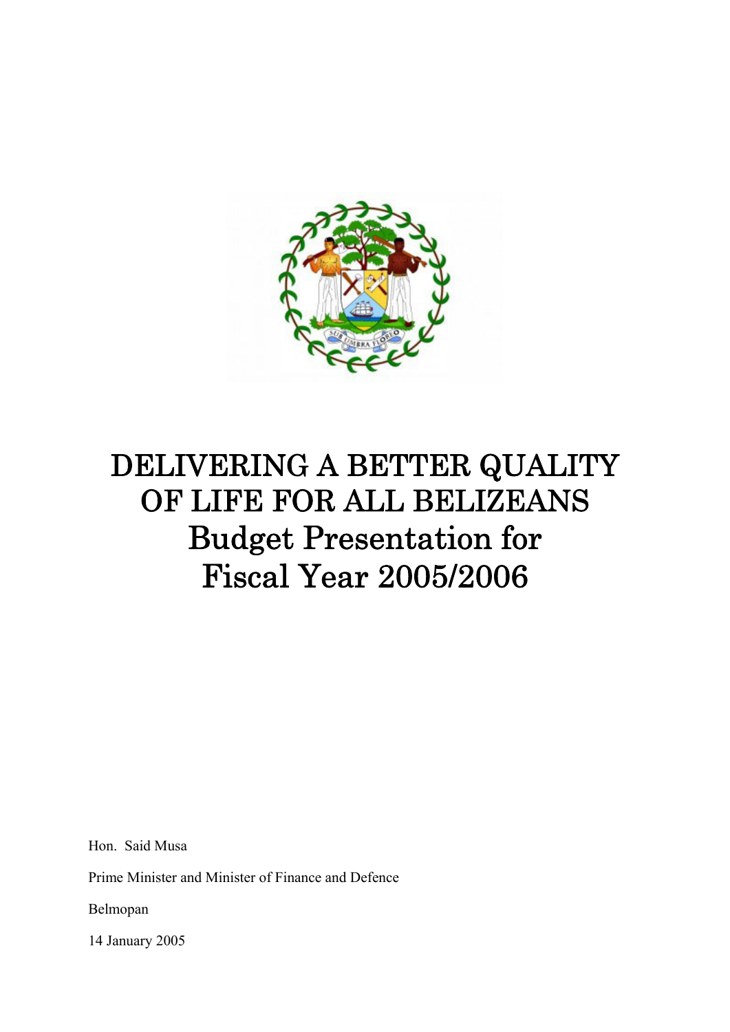# DELIVERING A BETTER QUALITY OF LIFE FOR ALL BELIZEANS
# Budget Presentation for Fiscal Year 2005/2006

Hon. Said Musa

Prime Minister and Minister of Finance and Defence

Belmopan

14 January 2005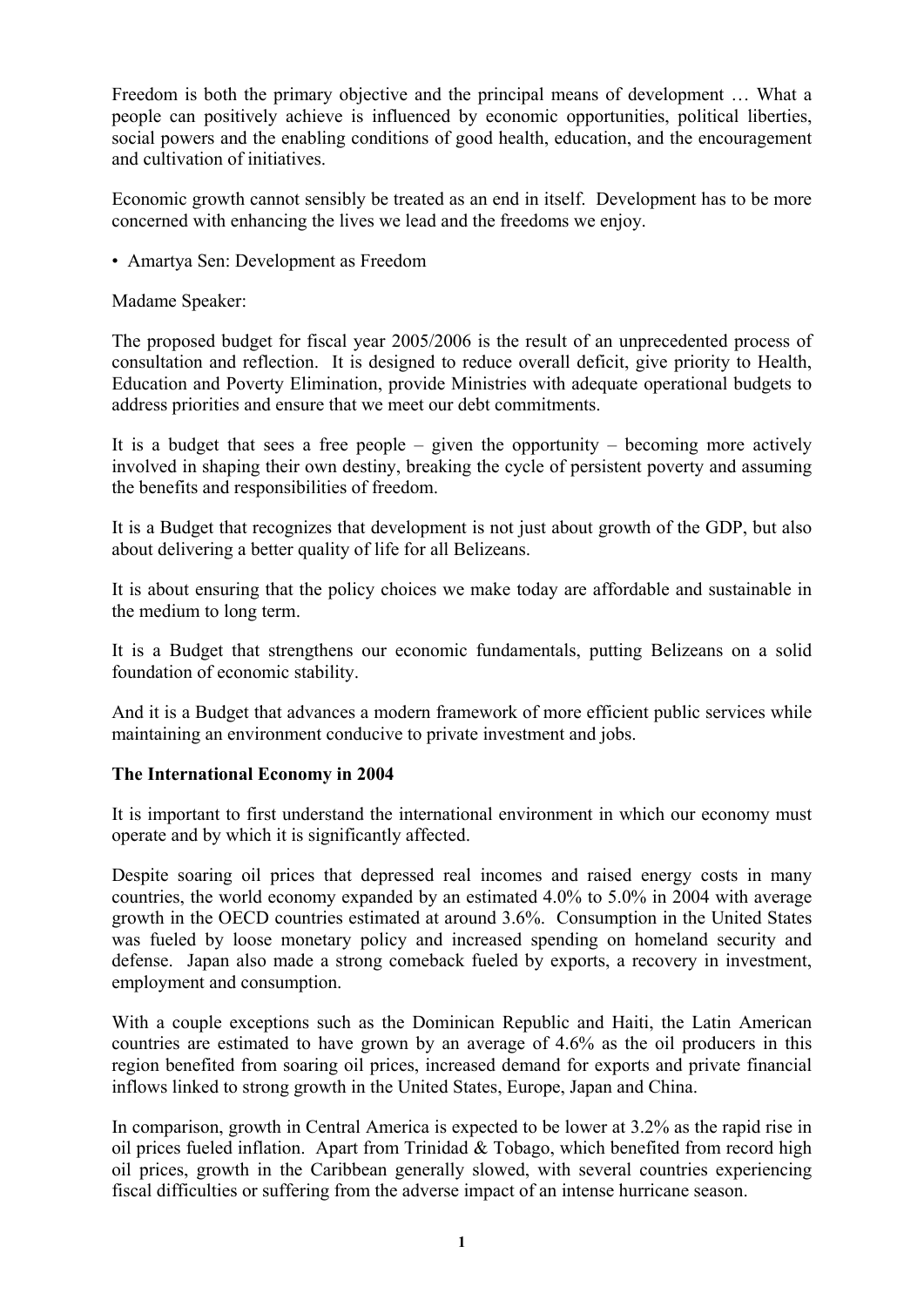Freedom is both the primary objective and the principal means of development … What a people can positively achieve is influenced by economic opportunities, political liberties, social powers and the enabling conditions of good health, education, and the encouragement and cultivation of initiatives.

Economic growth cannot sensibly be treated as an end in itself. Development has to be more concerned with enhancing the lives we lead and the freedoms we enjoy.

- Amartya Sen: Development as Freedom

Madame Speaker:

The proposed budget for fiscal year 2005/2006 is the result of an unprecedented process of consultation and reflection. It is designed to reduce overall deficit, give priority to Health, Education and Poverty Elimination, provide Ministries with adequate operational budgets to address priorities and ensure that we meet our debt commitments.

It is a budget that sees a free people – given the opportunity – becoming more actively involved in shaping their own destiny, breaking the cycle of persistent poverty and assuming the benefits and responsibilities of freedom.

It is a Budget that recognizes that development is not just about growth of the GDP, but also about delivering a better quality of life for all Belizeans.

It is about ensuring that the policy choices we make today are affordable and sustainable in the medium to long term.

It is a Budget that strengthens our economic fundamentals, putting Belizeans on a solid foundation of economic stability.

And it is a Budget that advances a modern framework of more efficient public services while maintaining an environment conducive to private investment and jobs.

**The International Economy in 2004**

It is important to first understand the international environment in which our economy must operate and by which it is significantly affected.

Despite soaring oil prices that depressed real incomes and raised energy costs in many countries, the world economy expanded by an estimated 4.0% to 5.0% in 2004 with average growth in the OECD countries estimated at around 3.6%. Consumption in the United States was fueled by loose monetary policy and increased spending on homeland security and defense. Japan also made a strong comeback fueled by exports, a recovery in investment, employment and consumption.

With a couple exceptions such as the Dominican Republic and Haiti, the Latin American countries are estimated to have grown by an average of 4.6% as the oil producers in this region benefited from soaring oil prices, increased demand for exports and private financial inflows linked to strong growth in the United States, Europe, Japan and China.

In comparison, growth in Central America is expected to be lower at 3.2% as the rapid rise in oil prices fueled inflation. Apart from Trinidad & Tobago, which benefited from record high oil prices, growth in the Caribbean generally slowed, with several countries experiencing fiscal difficulties or suffering from the adverse impact of an intense hurricane season.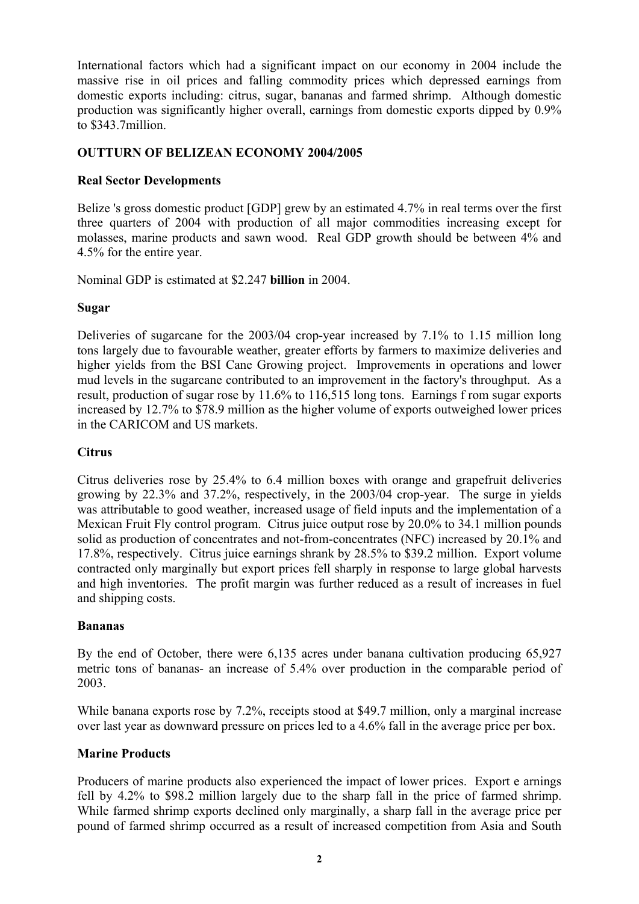International factors which had a significant impact on our economy in 2004 include the massive rise in oil prices and falling commodity prices which depressed earnings from domestic exports including: citrus, sugar, bananas and farmed shrimp. Although domestic production was significantly higher overall, earnings from domestic exports dipped by 0.9% to $343.7million.

## OUTTURN OF BELIZEAN ECONOMY 2004/2005

### Real Sector Developments

Belize 's gross domestic product [GDP] grew by an estimated 4.7% in real terms over the first three quarters of 2004 with production of all major commodities increasing except for molasses, marine products and sawn wood. Real GDP growth should be between 4% and 4.5% for the entire year.

Nominal GDP is estimated at $2.247 **billion** in 2004.

### Sugar

Deliveries of sugarcane for the 2003/04 crop-year increased by 7.1% to 1.15 million long tons largely due to favourable weather, greater efforts by farmers to maximize deliveries and higher yields from the BSI Cane Growing project. Improvements in operations and lower mud levels in the sugarcane contributed to an improvement in the factory's throughput. As a result, production of sugar rose by 11.6% to 116,515 long tons. Earnings f rom sugar exports increased by 12.7% to $78.9 million as the higher volume of exports outweighed lower prices in the CARICOM and US markets.

### Citrus

Citrus deliveries rose by 25.4% to 6.4 million boxes with orange and grapefruit deliveries growing by 22.3% and 37.2%, respectively, in the 2003/04 crop-year. The surge in yields was attributable to good weather, increased usage of field inputs and the implementation of a Mexican Fruit Fly control program. Citrus juice output rose by 20.0% to 34.1 million pounds solid as production of concentrates and not-from-concentrates (NFC) increased by 20.1% and 17.8%, respectively. Citrus juice earnings shrank by 28.5% to $39.2 million. Export volume contracted only marginally but export prices fell sharply in response to large global harvests and high inventories. The profit margin was further reduced as a result of increases in fuel and shipping costs.

### Bananas

By the end of October, there were 6,135 acres under banana cultivation producing 65,927 metric tons of bananas- an increase of 5.4% over production in the comparable period of 2003.

While banana exports rose by 7.2%, receipts stood at $49.7 million, only a marginal increase over last year as downward pressure on prices led to a 4.6% fall in the average price per box.

### Marine Products

Producers of marine products also experienced the impact of lower prices. Export e arnings fell by 4.2% to $98.2 million largely due to the sharp fall in the price of farmed shrimp. While farmed shrimp exports declined only marginally, a sharp fall in the average price per pound of farmed shrimp occurred as a result of increased competition from Asia and South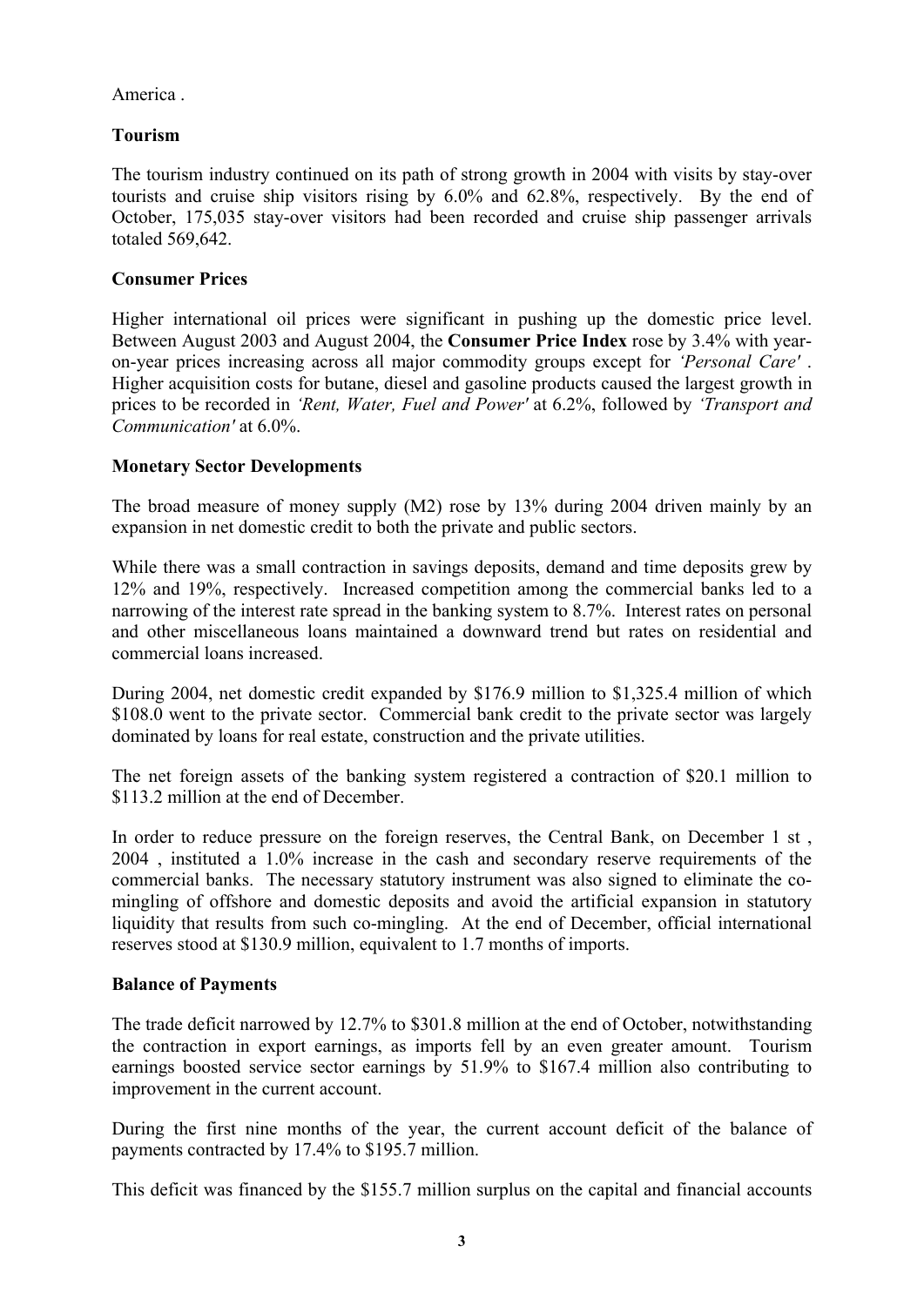America .

**Tourism**

The tourism industry continued on its path of strong growth in 2004 with visits by stay-over tourists and cruise ship visitors rising by 6.0% and 62.8%, respectively. By the end of October, 175,035 stay-over visitors had been recorded and cruise ship passenger arrivals totaled 569,642.

**Consumer Prices**

Higher international oil prices were significant in pushing up the domestic price level. Between August 2003 and August 2004, the **Consumer Price Index** rose by 3.4% with year-on-year prices increasing across all major commodity groups except for *'Personal Care'* . Higher acquisition costs for butane, diesel and gasoline products caused the largest growth in prices to be recorded in *'Rent, Water, Fuel and Power'* at 6.2%, followed by *'Transport and Communication'* at 6.0%.

**Monetary Sector Developments**

The broad measure of money supply (M2) rose by 13% during 2004 driven mainly by an expansion in net domestic credit to both the private and public sectors.

While there was a small contraction in savings deposits, demand and time deposits grew by 12% and 19%, respectively. Increased competition among the commercial banks led to a narrowing of the interest rate spread in the banking system to 8.7%. Interest rates on personal and other miscellaneous loans maintained a downward trend but rates on residential and commercial loans increased.

During 2004, net domestic credit expanded by $176.9 million to $1,325.4 million of which $108.0 went to the private sector. Commercial bank credit to the private sector was largely dominated by loans for real estate, construction and the private utilities.

The net foreign assets of the banking system registered a contraction of $20.1 million to $113.2 million at the end of December.

In order to reduce pressure on the foreign reserves, the Central Bank, on December 1 st , 2004 , instituted a 1.0% increase in the cash and secondary reserve requirements of the commercial banks. The necessary statutory instrument was also signed to eliminate the co-mingling of offshore and domestic deposits and avoid the artificial expansion in statutory liquidity that results from such co-mingling. At the end of December, official international reserves stood at $130.9 million, equivalent to 1.7 months of imports.

**Balance of Payments**

The trade deficit narrowed by 12.7% to $301.8 million at the end of October, notwithstanding the contraction in export earnings, as imports fell by an even greater amount. Tourism earnings boosted service sector earnings by 51.9% to $167.4 million also contributing to improvement in the current account.

During the first nine months of the year, the current account deficit of the balance of payments contracted by 17.4% to $195.7 million.

This deficit was financed by the $155.7 million surplus on the capital and financial accounts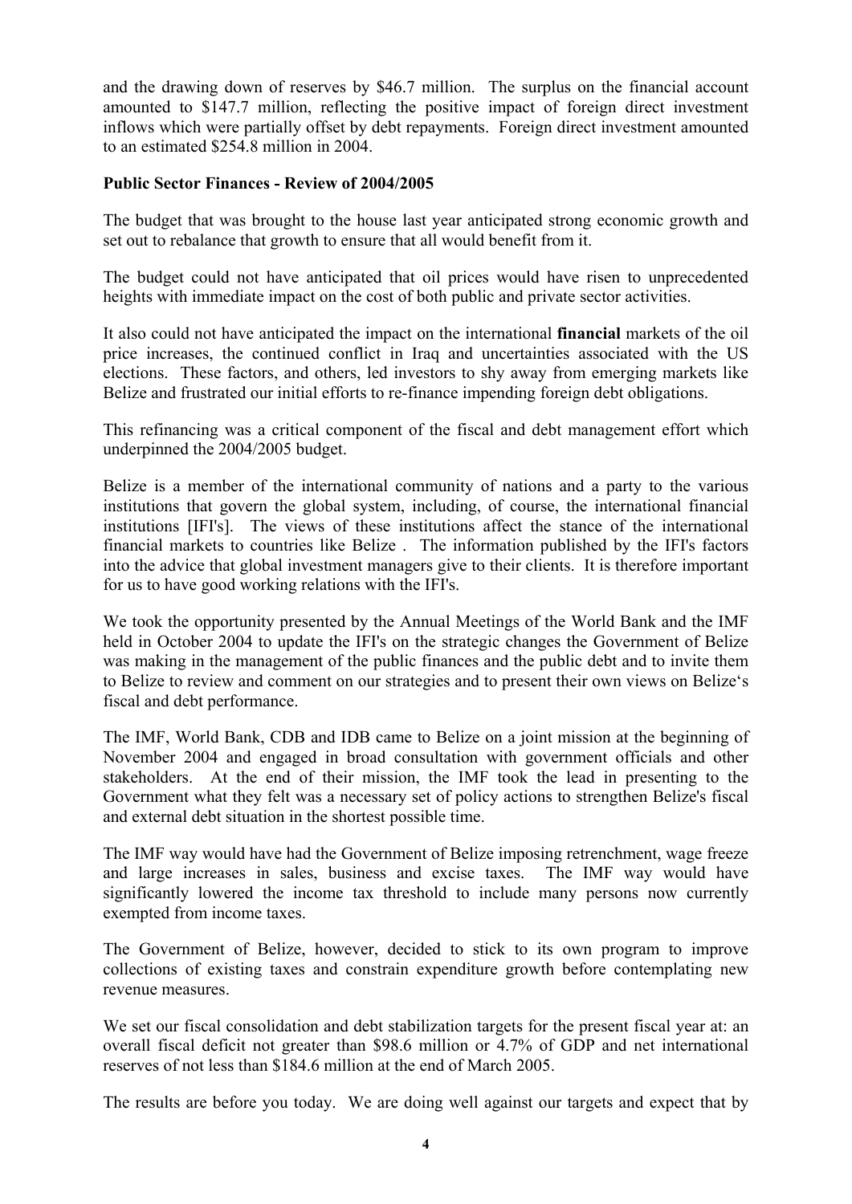and the drawing down of reserves by $46.7 million. The surplus on the financial account amounted to $147.7 million, reflecting the positive impact of foreign direct investment inflows which were partially offset by debt repayments. Foreign direct investment amounted to an estimated $254.8 million in 2004.

**Public Sector Finances - Review of 2004/2005**

The budget that was brought to the house last year anticipated strong economic growth and set out to rebalance that growth to ensure that all would benefit from it.

The budget could not have anticipated that oil prices would have risen to unprecedented heights with immediate impact on the cost of both public and private sector activities.

It also could not have anticipated the impact on the international **financial** markets of the oil price increases, the continued conflict in Iraq and uncertainties associated with the US elections. These factors, and others, led investors to shy away from emerging markets like Belize and frustrated our initial efforts to re-finance impending foreign debt obligations.

This refinancing was a critical component of the fiscal and debt management effort which underpinned the 2004/2005 budget.

Belize is a member of the international community of nations and a party to the various institutions that govern the global system, including, of course, the international financial institutions [IFI's]. The views of these institutions affect the stance of the international financial markets to countries like Belize . The information published by the IFI's factors into the advice that global investment managers give to their clients. It is therefore important for us to have good working relations with the IFI's.

We took the opportunity presented by the Annual Meetings of the World Bank and the IMF held in October 2004 to update the IFI's on the strategic changes the Government of Belize was making in the management of the public finances and the public debt and to invite them to Belize to review and comment on our strategies and to present their own views on Belize's fiscal and debt performance.

The IMF, World Bank, CDB and IDB came to Belize on a joint mission at the beginning of November 2004 and engaged in broad consultation with government officials and other stakeholders. At the end of their mission, the IMF took the lead in presenting to the Government what they felt was a necessary set of policy actions to strengthen Belize's fiscal and external debt situation in the shortest possible time.

The IMF way would have had the Government of Belize imposing retrenchment, wage freeze and large increases in sales, business and excise taxes. The IMF way would have significantly lowered the income tax threshold to include many persons now currently exempted from income taxes.

The Government of Belize, however, decided to stick to its own program to improve collections of existing taxes and constrain expenditure growth before contemplating new revenue measures.

We set our fiscal consolidation and debt stabilization targets for the present fiscal year at: an overall fiscal deficit not greater than $98.6 million or 4.7% of GDP and net international reserves of not less than $184.6 million at the end of March 2005.

The results are before you today. We are doing well against our targets and expect that by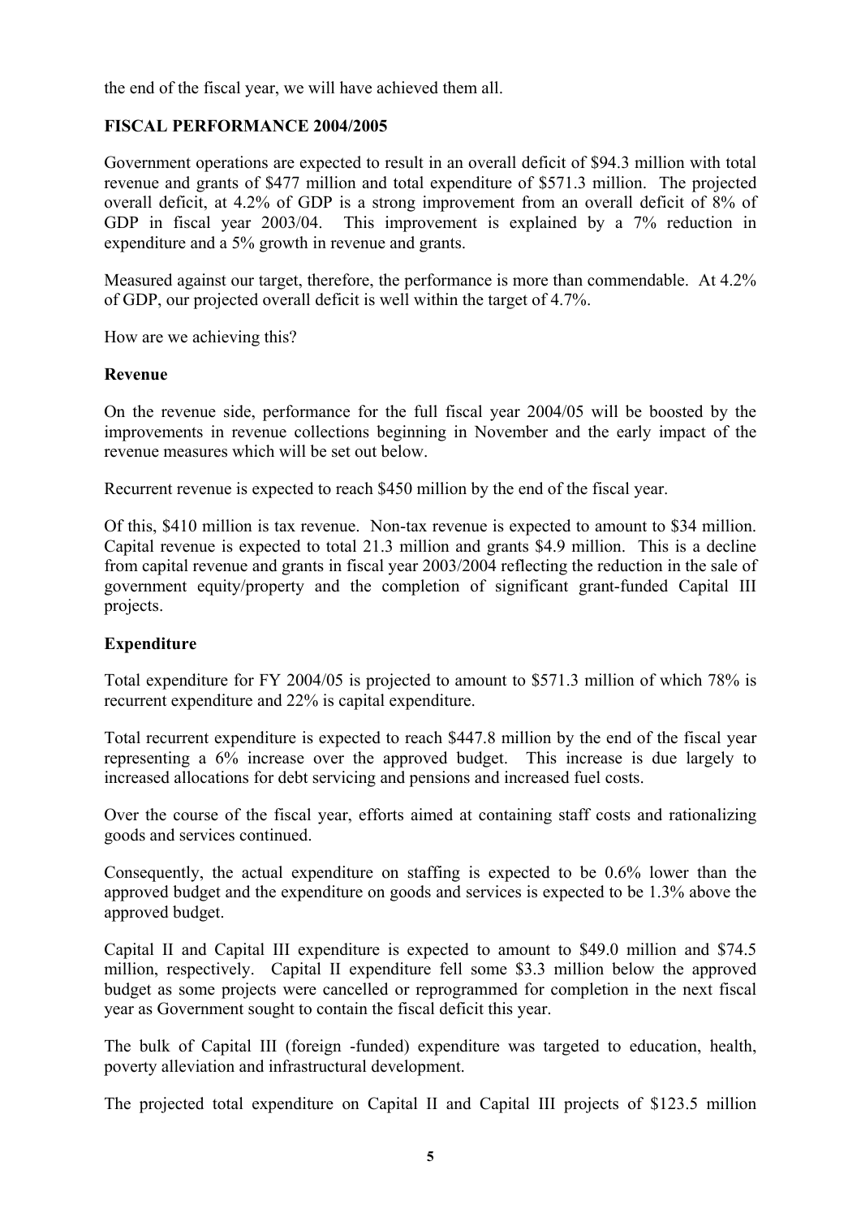the end of the fiscal year, we will have achieved them all.

## FISCAL PERFORMANCE 2004/2005

Government operations are expected to result in an overall deficit of \$94.3 million with total revenue and grants of \$477 million and total expenditure of \$571.3 million. The projected overall deficit, at 4.2% of GDP is a strong improvement from an overall deficit of 8% of GDP in fiscal year 2003/04. This improvement is explained by a 7% reduction in expenditure and a 5% growth in revenue and grants.

Measured against our target, therefore, the performance is more than commendable. At 4.2% of GDP, our projected overall deficit is well within the target of 4.7%.

How are we achieving this?

### Revenue

On the revenue side, performance for the full fiscal year 2004/05 will be boosted by the improvements in revenue collections beginning in November and the early impact of the revenue measures which will be set out below.

Recurrent revenue is expected to reach \$450 million by the end of the fiscal year.

Of this, \$410 million is tax revenue. Non-tax revenue is expected to amount to \$34 million. Capital revenue is expected to total 21.3 million and grants \$4.9 million. This is a decline from capital revenue and grants in fiscal year 2003/2004 reflecting the reduction in the sale of government equity/property and the completion of significant grant-funded Capital III projects.

### Expenditure

Total expenditure for FY 2004/05 is projected to amount to \$571.3 million of which 78% is recurrent expenditure and 22% is capital expenditure.

Total recurrent expenditure is expected to reach \$447.8 million by the end of the fiscal year representing a 6% increase over the approved budget. This increase is due largely to increased allocations for debt servicing and pensions and increased fuel costs.

Over the course of the fiscal year, efforts aimed at containing staff costs and rationalizing goods and services continued.

Consequently, the actual expenditure on staffing is expected to be 0.6% lower than the approved budget and the expenditure on goods and services is expected to be 1.3% above the approved budget.

Capital II and Capital III expenditure is expected to amount to \$49.0 million and \$74.5 million, respectively. Capital II expenditure fell some \$3.3 million below the approved budget as some projects were cancelled or reprogrammed for completion in the next fiscal year as Government sought to contain the fiscal deficit this year.

The bulk of Capital III (foreign -funded) expenditure was targeted to education, health, poverty alleviation and infrastructural development.

The projected total expenditure on Capital II and Capital III projects of \$123.5 million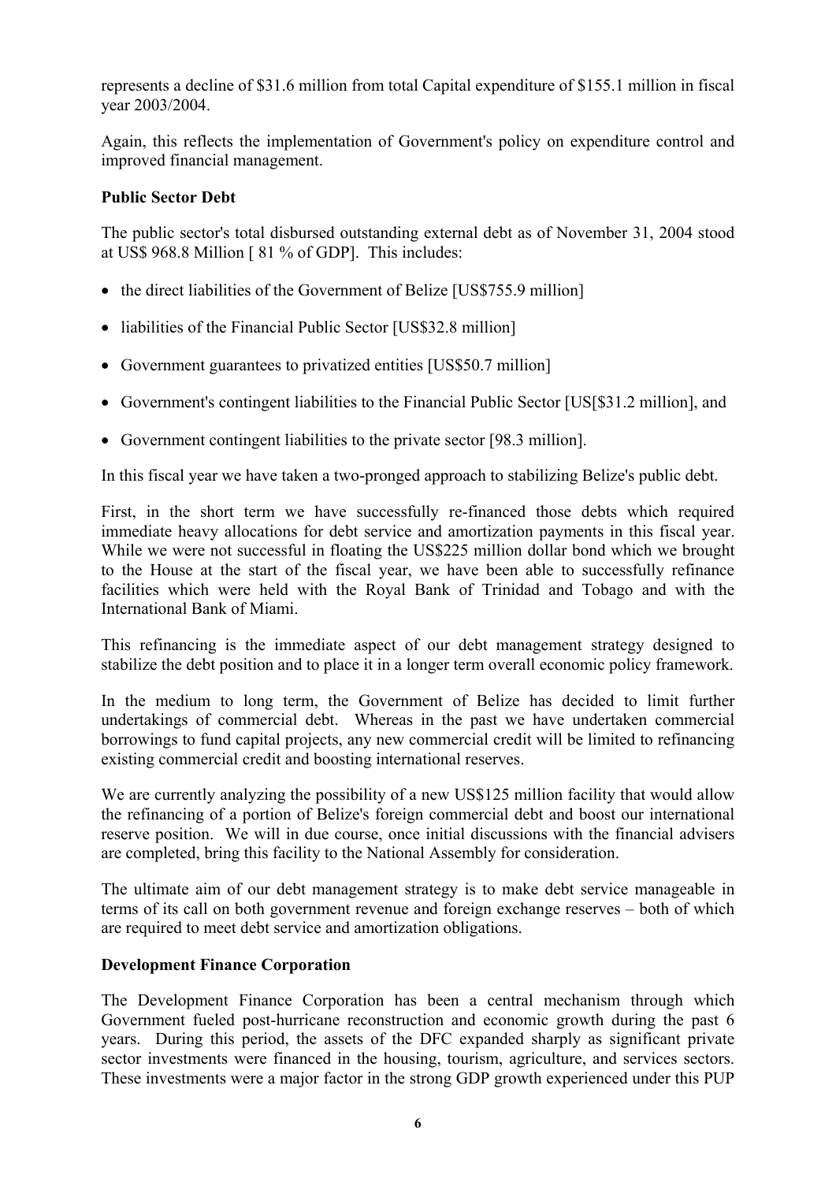represents a decline of $31.6 million from total Capital expenditure of $155.1 million in fiscal year 2003/2004.

Again, this reflects the implementation of Government's policy on expenditure control and improved financial management.

**Public Sector Debt**

The public sector's total disbursed outstanding external debt as of November 31, 2004 stood at US$ 968.8 Million [ 81 % of GDP]. This includes:

- the direct liabilities of the Government of Belize [US$755.9 million]
- liabilities of the Financial Public Sector [US$32.8 million]
- Government guarantees to privatized entities [US$50.7 million]
- Government's contingent liabilities to the Financial Public Sector [US[$31.2 million], and
- Government contingent liabilities to the private sector [98.3 million].

In this fiscal year we have taken a two-pronged approach to stabilizing Belize's public debt.

First, in the short term we have successfully re-financed those debts which required immediate heavy allocations for debt service and amortization payments in this fiscal year. While we were not successful in floating the US$225 million dollar bond which we brought to the House at the start of the fiscal year, we have been able to successfully refinance facilities which were held with the Royal Bank of Trinidad and Tobago and with the International Bank of Miami.

This refinancing is the immediate aspect of our debt management strategy designed to stabilize the debt position and to place it in a longer term overall economic policy framework.

In the medium to long term, the Government of Belize has decided to limit further undertakings of commercial debt. Whereas in the past we have undertaken commercial borrowings to fund capital projects, any new commercial credit will be limited to refinancing existing commercial credit and boosting international reserves.

We are currently analyzing the possibility of a new US$125 million facility that would allow the refinancing of a portion of Belize's foreign commercial debt and boost our international reserve position. We will in due course, once initial discussions with the financial advisers are completed, bring this facility to the National Assembly for consideration.

The ultimate aim of our debt management strategy is to make debt service manageable in terms of its call on both government revenue and foreign exchange reserves – both of which are required to meet debt service and amortization obligations.

**Development Finance Corporation**

The Development Finance Corporation has been a central mechanism through which Government fueled post-hurricane reconstruction and economic growth during the past 6 years. During this period, the assets of the DFC expanded sharply as significant private sector investments were financed in the housing, tourism, agriculture, and services sectors. These investments were a major factor in the strong GDP growth experienced under this PUP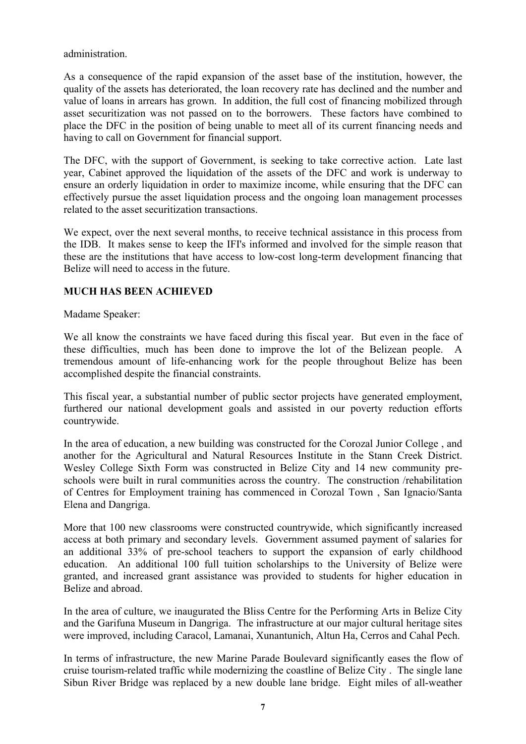administration.

As a consequence of the rapid expansion of the asset base of the institution, however, the quality of the assets has deteriorated, the loan recovery rate has declined and the number and value of loans in arrears has grown. In addition, the full cost of financing mobilized through asset securitization was not passed on to the borrowers. These factors have combined to place the DFC in the position of being unable to meet all of its current financing needs and having to call on Government for financial support.

The DFC, with the support of Government, is seeking to take corrective action. Late last year, Cabinet approved the liquidation of the assets of the DFC and work is underway to ensure an orderly liquidation in order to maximize income, while ensuring that the DFC can effectively pursue the asset liquidation process and the ongoing loan management processes related to the asset securitization transactions.

We expect, over the next several months, to receive technical assistance in this process from the IDB. It makes sense to keep the IFI's informed and involved for the simple reason that these are the institutions that have access to low-cost long-term development financing that Belize will need to access in the future.

**MUCH HAS BEEN ACHIEVED**

Madame Speaker:

We all know the constraints we have faced during this fiscal year. But even in the face of these difficulties, much has been done to improve the lot of the Belizean people. A tremendous amount of life-enhancing work for the people throughout Belize has been accomplished despite the financial constraints.

This fiscal year, a substantial number of public sector projects have generated employment, furthered our national development goals and assisted in our poverty reduction efforts countrywide.

In the area of education, a new building was constructed for the Corozal Junior College , and another for the Agricultural and Natural Resources Institute in the Stann Creek District. Wesley College Sixth Form was constructed in Belize City and 14 new community pre-schools were built in rural communities across the country. The construction /rehabilitation of Centres for Employment training has commenced in Corozal Town , San Ignacio/Santa Elena and Dangriga.

More that 100 new classrooms were constructed countrywide, which significantly increased access at both primary and secondary levels. Government assumed payment of salaries for an additional 33% of pre-school teachers to support the expansion of early childhood education. An additional 100 full tuition scholarships to the University of Belize were granted, and increased grant assistance was provided to students for higher education in Belize and abroad.

In the area of culture, we inaugurated the Bliss Centre for the Performing Arts in Belize City and the Garifuna Museum in Dangriga. The infrastructure at our major cultural heritage sites were improved, including Caracol, Lamanai, Xunantunich, Altun Ha, Cerros and Cahal Pech.

In terms of infrastructure, the new Marine Parade Boulevard significantly eases the flow of cruise tourism-related traffic while modernizing the coastline of Belize City . The single lane Sibun River Bridge was replaced by a new double lane bridge. Eight miles of all-weather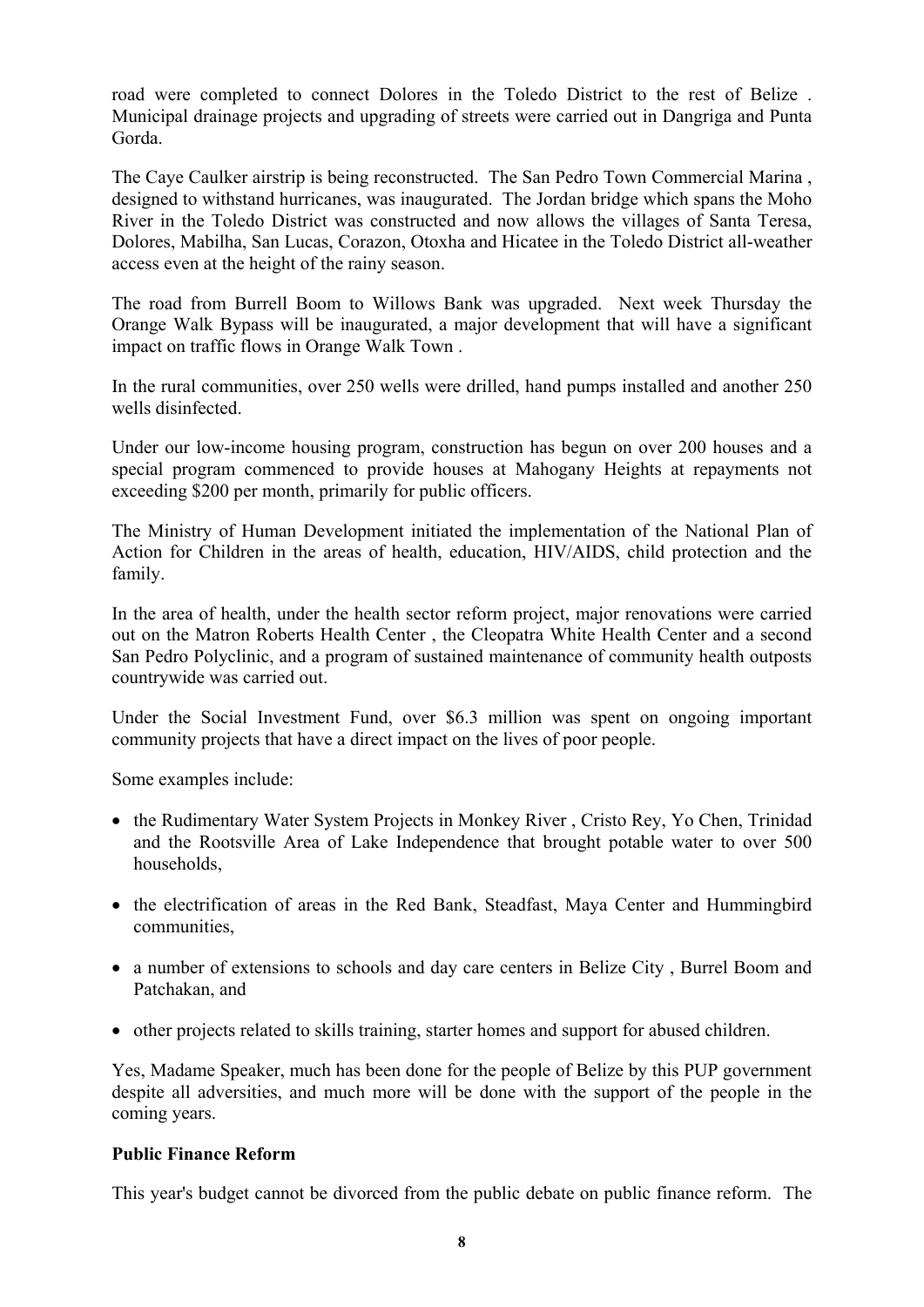road were completed to connect Dolores in the Toledo District to the rest of Belize . Municipal drainage projects and upgrading of streets were carried out in Dangriga and Punta Gorda.

The Caye Caulker airstrip is being reconstructed. The San Pedro Town Commercial Marina , designed to withstand hurricanes, was inaugurated. The Jordan bridge which spans the Moho River in the Toledo District was constructed and now allows the villages of Santa Teresa, Dolores, Mabilha, San Lucas, Corazon, Otoxha and Hicatee in the Toledo District all-weather access even at the height of the rainy season.

The road from Burrell Boom to Willows Bank was upgraded. Next week Thursday the Orange Walk Bypass will be inaugurated, a major development that will have a significant impact on traffic flows in Orange Walk Town .

In the rural communities, over 250 wells were drilled, hand pumps installed and another 250 wells disinfected.

Under our low-income housing program, construction has begun on over 200 houses and a special program commenced to provide houses at Mahogany Heights at repayments not exceeding $200 per month, primarily for public officers.

The Ministry of Human Development initiated the implementation of the National Plan of Action for Children in the areas of health, education, HIV/AIDS, child protection and the family.

In the area of health, under the health sector reform project, major renovations were carried out on the Matron Roberts Health Center , the Cleopatra White Health Center and a second San Pedro Polyclinic, and a program of sustained maintenance of community health outposts countrywide was carried out.

Under the Social Investment Fund, over $6.3 million was spent on ongoing important community projects that have a direct impact on the lives of poor people.

Some examples include:

- the Rudimentary Water System Projects in Monkey River , Cristo Rey, Yo Chen, Trinidad and the Rootsville Area of Lake Independence that brought potable water to over 500 households,
- the electrification of areas in the Red Bank, Steadfast, Maya Center and Hummingbird communities,
- a number of extensions to schools and day care centers in Belize City , Burrel Boom and Patchakan, and
- other projects related to skills training, starter homes and support for abused children.

Yes, Madame Speaker, much has been done for the people of Belize by this PUP government despite all adversities, and much more will be done with the support of the people in the coming years.

**Public Finance Reform**

This year's budget cannot be divorced from the public debate on public finance reform. The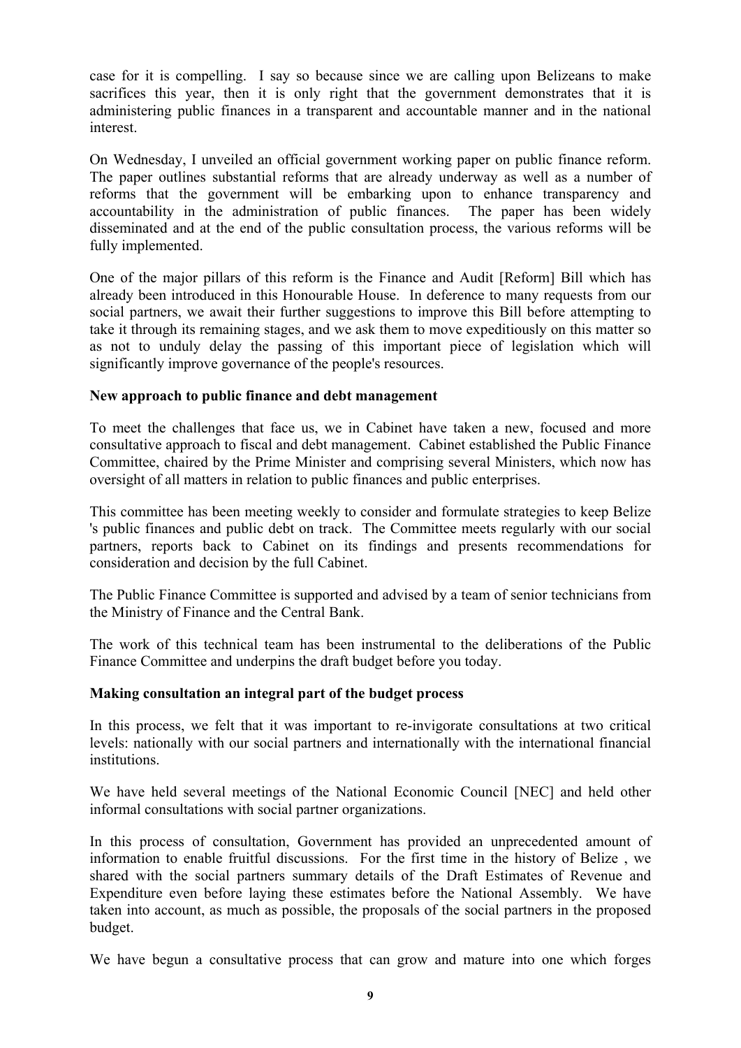case for it is compelling. I say so because since we are calling upon Belizeans to make sacrifices this year, then it is only right that the government demonstrates that it is administering public finances in a transparent and accountable manner and in the national interest.

On Wednesday, I unveiled an official government working paper on public finance reform. The paper outlines substantial reforms that are already underway as well as a number of reforms that the government will be embarking upon to enhance transparency and accountability in the administration of public finances. The paper has been widely disseminated and at the end of the public consultation process, the various reforms will be fully implemented.

One of the major pillars of this reform is the Finance and Audit [Reform] Bill which has already been introduced in this Honourable House. In deference to many requests from our social partners, we await their further suggestions to improve this Bill before attempting to take it through its remaining stages, and we ask them to move expeditiously on this matter so as not to unduly delay the passing of this important piece of legislation which will significantly improve governance of the people's resources.

**New approach to public finance and debt management**

To meet the challenges that face us, we in Cabinet have taken a new, focused and more consultative approach to fiscal and debt management. Cabinet established the Public Finance Committee, chaired by the Prime Minister and comprising several Ministers, which now has oversight of all matters in relation to public finances and public enterprises.

This committee has been meeting weekly to consider and formulate strategies to keep Belize 's public finances and public debt on track. The Committee meets regularly with our social partners, reports back to Cabinet on its findings and presents recommendations for consideration and decision by the full Cabinet.

The Public Finance Committee is supported and advised by a team of senior technicians from the Ministry of Finance and the Central Bank.

The work of this technical team has been instrumental to the deliberations of the Public Finance Committee and underpins the draft budget before you today.

**Making consultation an integral part of the budget process**

In this process, we felt that it was important to re-invigorate consultations at two critical levels: nationally with our social partners and internationally with the international financial institutions.

We have held several meetings of the National Economic Council [NEC] and held other informal consultations with social partner organizations.

In this process of consultation, Government has provided an unprecedented amount of information to enable fruitful discussions. For the first time in the history of Belize , we shared with the social partners summary details of the Draft Estimates of Revenue and Expenditure even before laying these estimates before the National Assembly. We have taken into account, as much as possible, the proposals of the social partners in the proposed budget.

We have begun a consultative process that can grow and mature into one which forges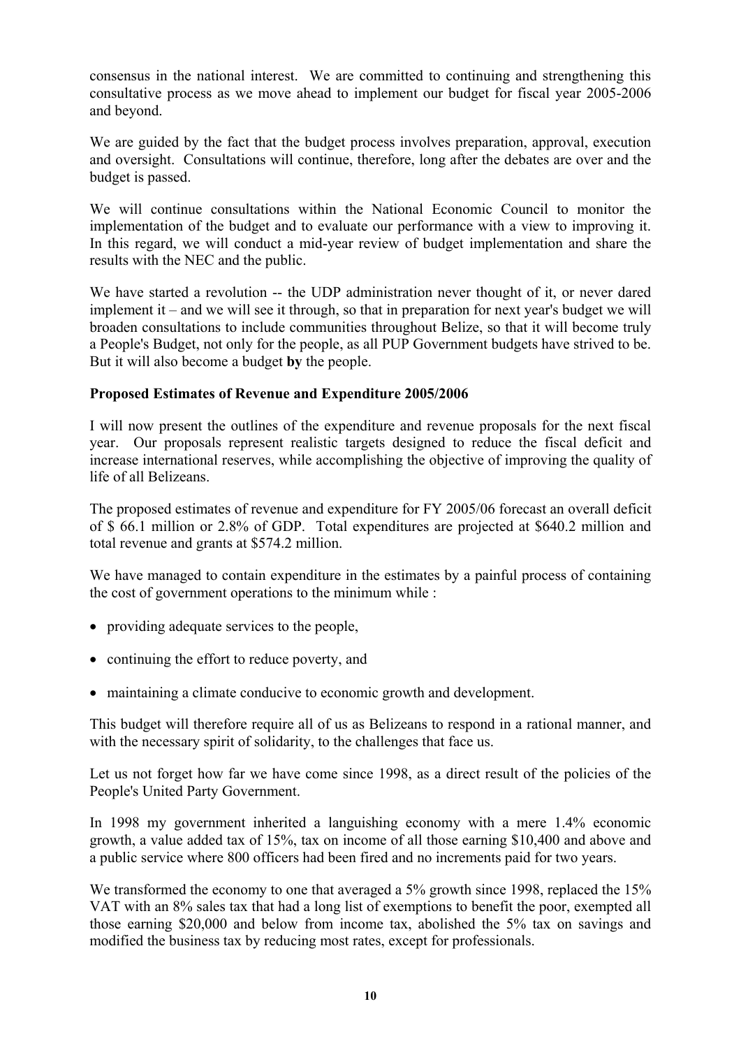consensus in the national interest. We are committed to continuing and strengthening this consultative process as we move ahead to implement our budget for fiscal year 2005-2006 and beyond.

We are guided by the fact that the budget process involves preparation, approval, execution and oversight. Consultations will continue, therefore, long after the debates are over and the budget is passed.

We will continue consultations within the National Economic Council to monitor the implementation of the budget and to evaluate our performance with a view to improving it. In this regard, we will conduct a mid-year review of budget implementation and share the results with the NEC and the public.

We have started a revolution -- the UDP administration never thought of it, or never dared implement it – and we will see it through, so that in preparation for next year's budget we will broaden consultations to include communities throughout Belize, so that it will become truly a People's Budget, not only for the people, as all PUP Government budgets have strived to be. But it will also become a budget **by** the people.

**Proposed Estimates of Revenue and Expenditure 2005/2006**

I will now present the outlines of the expenditure and revenue proposals for the next fiscal year. Our proposals represent realistic targets designed to reduce the fiscal deficit and increase international reserves, while accomplishing the objective of improving the quality of life of all Belizeans.

The proposed estimates of revenue and expenditure for FY 2005/06 forecast an overall deficit of $ 66.1 million or 2.8% of GDP. Total expenditures are projected at $640.2 million and total revenue and grants at $574.2 million.

We have managed to contain expenditure in the estimates by a painful process of containing the cost of government operations to the minimum while :

- providing adequate services to the people,
- continuing the effort to reduce poverty, and
- maintaining a climate conducive to economic growth and development.

This budget will therefore require all of us as Belizeans to respond in a rational manner, and with the necessary spirit of solidarity, to the challenges that face us.

Let us not forget how far we have come since 1998, as a direct result of the policies of the People's United Party Government.

In 1998 my government inherited a languishing economy with a mere 1.4% economic growth, a value added tax of 15%, tax on income of all those earning $10,400 and above and a public service where 800 officers had been fired and no increments paid for two years.

We transformed the economy to one that averaged a 5% growth since 1998, replaced the 15% VAT with an 8% sales tax that had a long list of exemptions to benefit the poor, exempted all those earning $20,000 and below from income tax, abolished the 5% tax on savings and modified the business tax by reducing most rates, except for professionals.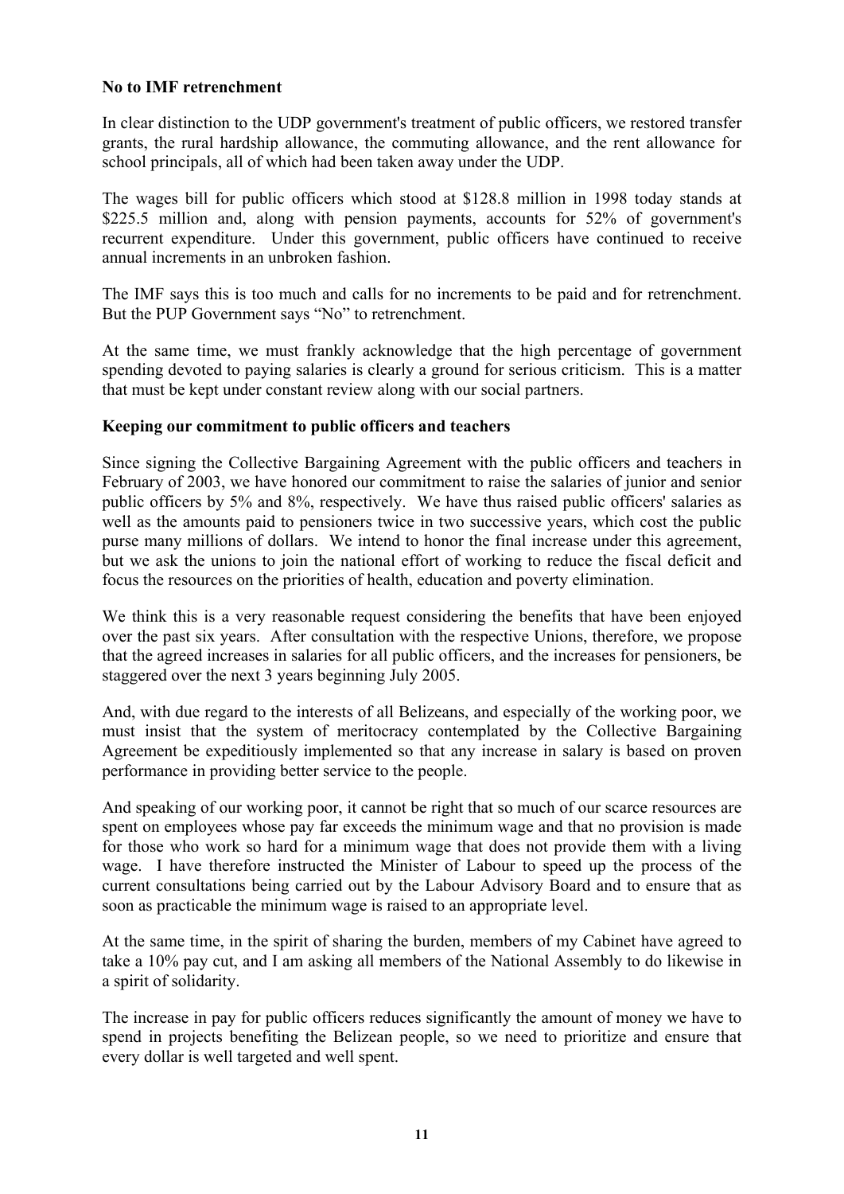**No to IMF retrenchment**

In clear distinction to the UDP government's treatment of public officers, we restored transfer grants, the rural hardship allowance, the commuting allowance, and the rent allowance for school principals, all of which had been taken away under the UDP.

The wages bill for public officers which stood at $128.8 million in 1998 today stands at $225.5 million and, along with pension payments, accounts for 52% of government's recurrent expenditure. Under this government, public officers have continued to receive annual increments in an unbroken fashion.

The IMF says this is too much and calls for no increments to be paid and for retrenchment. But the PUP Government says "No" to retrenchment.

At the same time, we must frankly acknowledge that the high percentage of government spending devoted to paying salaries is clearly a ground for serious criticism. This is a matter that must be kept under constant review along with our social partners.

**Keeping our commitment to public officers and teachers**

Since signing the Collective Bargaining Agreement with the public officers and teachers in February of 2003, we have honored our commitment to raise the salaries of junior and senior public officers by 5% and 8%, respectively. We have thus raised public officers' salaries as well as the amounts paid to pensioners twice in two successive years, which cost the public purse many millions of dollars. We intend to honor the final increase under this agreement, but we ask the unions to join the national effort of working to reduce the fiscal deficit and focus the resources on the priorities of health, education and poverty elimination.

We think this is a very reasonable request considering the benefits that have been enjoyed over the past six years. After consultation with the respective Unions, therefore, we propose that the agreed increases in salaries for all public officers, and the increases for pensioners, be staggered over the next 3 years beginning July 2005.

And, with due regard to the interests of all Belizeans, and especially of the working poor, we must insist that the system of meritocracy contemplated by the Collective Bargaining Agreement be expeditiously implemented so that any increase in salary is based on proven performance in providing better service to the people.

And speaking of our working poor, it cannot be right that so much of our scarce resources are spent on employees whose pay far exceeds the minimum wage and that no provision is made for those who work so hard for a minimum wage that does not provide them with a living wage. I have therefore instructed the Minister of Labour to speed up the process of the current consultations being carried out by the Labour Advisory Board and to ensure that as soon as practicable the minimum wage is raised to an appropriate level.

At the same time, in the spirit of sharing the burden, members of my Cabinet have agreed to take a 10% pay cut, and I am asking all members of the National Assembly to do likewise in a spirit of solidarity.

The increase in pay for public officers reduces significantly the amount of money we have to spend in projects benefiting the Belizean people, so we need to prioritize and ensure that every dollar is well targeted and well spent.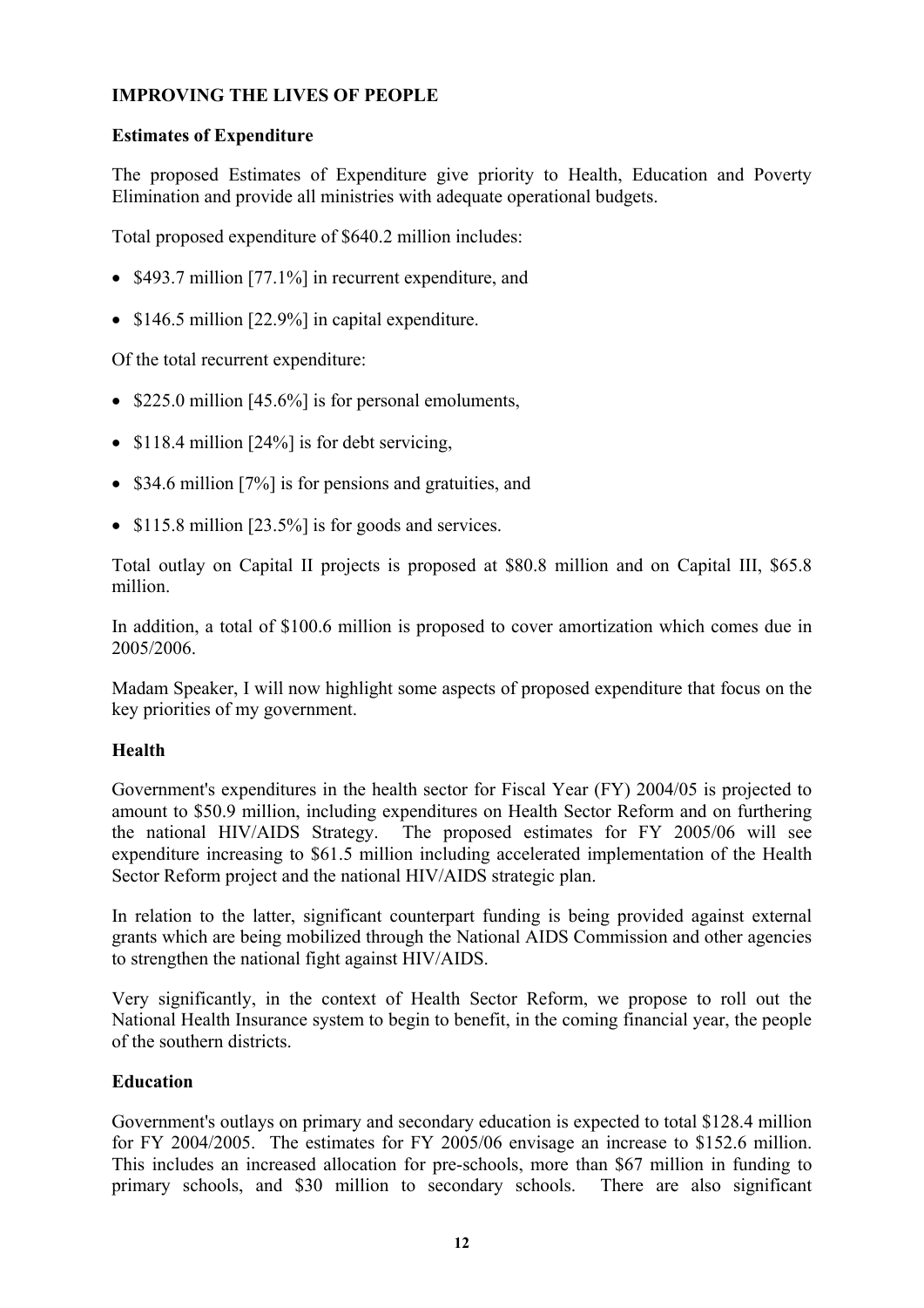## IMPROVING THE LIVES OF PEOPLE

### Estimates of Expenditure

The proposed Estimates of Expenditure give priority to Health, Education and Poverty Elimination and provide all ministries with adequate operational budgets.

Total proposed expenditure of $640.2 million includes:

- $493.7 million [77.1%] in recurrent expenditure, and
- $146.5 million [22.9%] in capital expenditure.

Of the total recurrent expenditure:

- $225.0 million [45.6%] is for personal emoluments,
- $118.4 million [24%] is for debt servicing,
- $34.6 million [7%] is for pensions and gratuities, and
- $115.8 million [23.5%] is for goods and services.

Total outlay on Capital II projects is proposed at $80.8 million and on Capital III, $65.8 million.

In addition, a total of $100.6 million is proposed to cover amortization which comes due in 2005/2006.

Madam Speaker, I will now highlight some aspects of proposed expenditure that focus on the key priorities of my government.

### Health

Government's expenditures in the health sector for Fiscal Year (FY) 2004/05 is projected to amount to $50.9 million, including expenditures on Health Sector Reform and on furthering the national HIV/AIDS Strategy. The proposed estimates for FY 2005/06 will see expenditure increasing to $61.5 million including accelerated implementation of the Health Sector Reform project and the national HIV/AIDS strategic plan.

In relation to the latter, significant counterpart funding is being provided against external grants which are being mobilized through the National AIDS Commission and other agencies to strengthen the national fight against HIV/AIDS.

Very significantly, in the context of Health Sector Reform, we propose to roll out the National Health Insurance system to begin to benefit, in the coming financial year, the people of the southern districts.

### Education

Government's outlays on primary and secondary education is expected to total $128.4 million for FY 2004/2005. The estimates for FY 2005/06 envisage an increase to $152.6 million. This includes an increased allocation for pre-schools, more than $67 million in funding to primary schools, and $30 million to secondary schools. There are also significant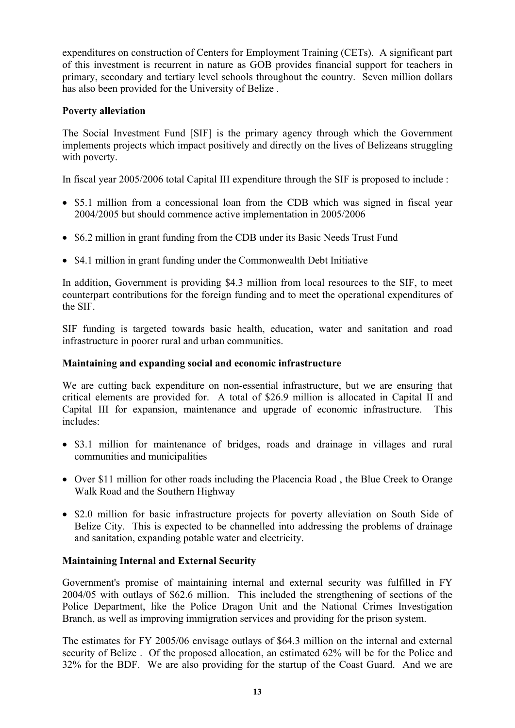expenditures on construction of Centers for Employment Training (CETs). A significant part of this investment is recurrent in nature as GOB provides financial support for teachers in primary, secondary and tertiary level schools throughout the country. Seven million dollars has also been provided for the University of Belize .

**Poverty alleviation**

The Social Investment Fund [SIF] is the primary agency through which the Government implements projects which impact positively and directly on the lives of Belizeans struggling with poverty.

In fiscal year 2005/2006 total Capital III expenditure through the SIF is proposed to include :

- $5.1 million from a concessional loan from the CDB which was signed in fiscal year 2004/2005 but should commence active implementation in 2005/2006
- $6.2 million in grant funding from the CDB under its Basic Needs Trust Fund
- $4.1 million in grant funding under the Commonwealth Debt Initiative

In addition, Government is providing $4.3 million from local resources to the SIF, to meet counterpart contributions for the foreign funding and to meet the operational expenditures of the SIF.

SIF funding is targeted towards basic health, education, water and sanitation and road infrastructure in poorer rural and urban communities.

**Maintaining and expanding social and economic infrastructure**

We are cutting back expenditure on non-essential infrastructure, but we are ensuring that critical elements are provided for. A total of $26.9 million is allocated in Capital II and Capital III for expansion, maintenance and upgrade of economic infrastructure. This includes:

- $3.1 million for maintenance of bridges, roads and drainage in villages and rural communities and municipalities
- Over $11 million for other roads including the Placencia Road , the Blue Creek to Orange Walk Road and the Southern Highway
- $2.0 million for basic infrastructure projects for poverty alleviation on South Side of Belize City. This is expected to be channelled into addressing the problems of drainage and sanitation, expanding potable water and electricity.

**Maintaining Internal and External Security**

Government's promise of maintaining internal and external security was fulfilled in FY 2004/05 with outlays of $62.6 million. This included the strengthening of sections of the Police Department, like the Police Dragon Unit and the National Crimes Investigation Branch, as well as improving immigration services and providing for the prison system.

The estimates for FY 2005/06 envisage outlays of $64.3 million on the internal and external security of Belize . Of the proposed allocation, an estimated 62% will be for the Police and 32% for the BDF. We are also providing for the startup of the Coast Guard. And we are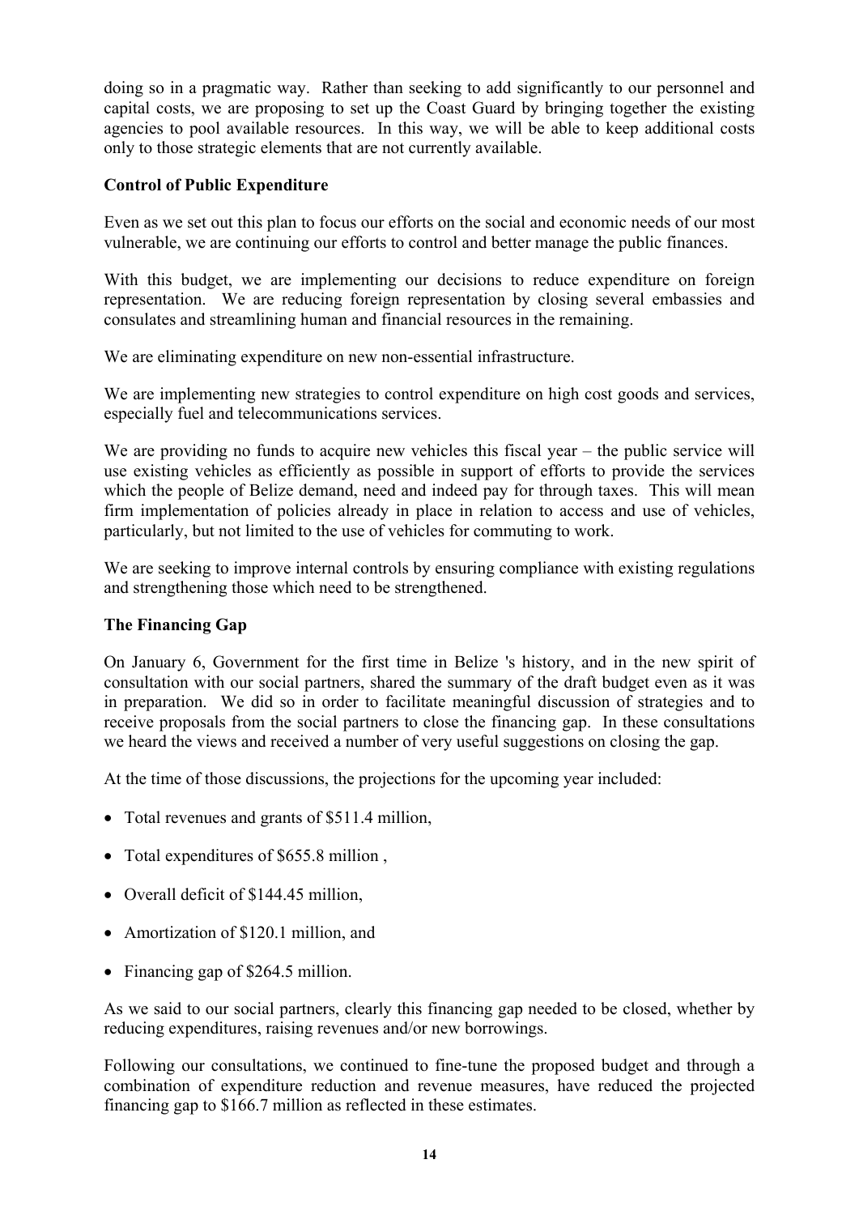doing so in a pragmatic way. Rather than seeking to add significantly to our personnel and capital costs, we are proposing to set up the Coast Guard by bringing together the existing agencies to pool available resources. In this way, we will be able to keep additional costs only to those strategic elements that are not currently available.

**Control of Public Expenditure**

Even as we set out this plan to focus our efforts on the social and economic needs of our most vulnerable, we are continuing our efforts to control and better manage the public finances.

With this budget, we are implementing our decisions to reduce expenditure on foreign representation. We are reducing foreign representation by closing several embassies and consulates and streamlining human and financial resources in the remaining.

We are eliminating expenditure on new non-essential infrastructure.

We are implementing new strategies to control expenditure on high cost goods and services, especially fuel and telecommunications services.

We are providing no funds to acquire new vehicles this fiscal year – the public service will use existing vehicles as efficiently as possible in support of efforts to provide the services which the people of Belize demand, need and indeed pay for through taxes. This will mean firm implementation of policies already in place in relation to access and use of vehicles, particularly, but not limited to the use of vehicles for commuting to work.

We are seeking to improve internal controls by ensuring compliance with existing regulations and strengthening those which need to be strengthened.

**The Financing Gap**

On January 6, Government for the first time in Belize 's history, and in the new spirit of consultation with our social partners, shared the summary of the draft budget even as it was in preparation. We did so in order to facilitate meaningful discussion of strategies and to receive proposals from the social partners to close the financing gap. In these consultations we heard the views and received a number of very useful suggestions on closing the gap.

At the time of those discussions, the projections for the upcoming year included:

- Total revenues and grants of $511.4 million,
- Total expenditures of $655.8 million ,
- Overall deficit of $144.45 million,
- Amortization of $120.1 million, and
- Financing gap of $264.5 million.

As we said to our social partners, clearly this financing gap needed to be closed, whether by reducing expenditures, raising revenues and/or new borrowings.

Following our consultations, we continued to fine-tune the proposed budget and through a combination of expenditure reduction and revenue measures, have reduced the projected financing gap to $166.7 million as reflected in these estimates.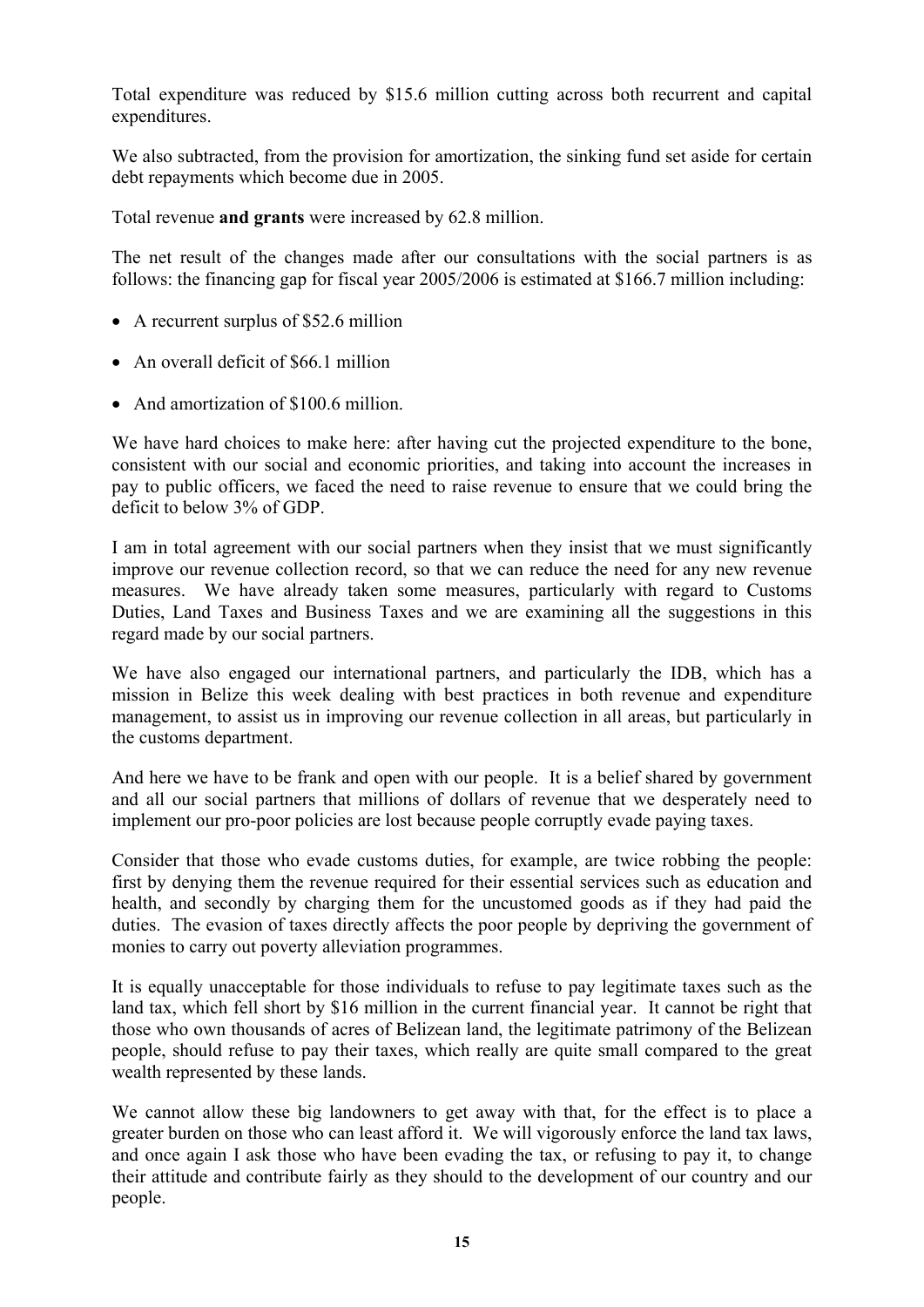Total expenditure was reduced by $15.6 million cutting across both recurrent and capital expenditures.

We also subtracted, from the provision for amortization, the sinking fund set aside for certain debt repayments which become due in 2005.

Total revenue **and grants** were increased by 62.8 million.

The net result of the changes made after our consultations with the social partners is as follows: the financing gap for fiscal year 2005/2006 is estimated at $166.7 million including:

- A recurrent surplus of $52.6 million
- An overall deficit of $66.1 million
- And amortization of $100.6 million.

We have hard choices to make here: after having cut the projected expenditure to the bone, consistent with our social and economic priorities, and taking into account the increases in pay to public officers, we faced the need to raise revenue to ensure that we could bring the deficit to below 3% of GDP.

I am in total agreement with our social partners when they insist that we must significantly improve our revenue collection record, so that we can reduce the need for any new revenue measures. We have already taken some measures, particularly with regard to Customs Duties, Land Taxes and Business Taxes and we are examining all the suggestions in this regard made by our social partners.

We have also engaged our international partners, and particularly the IDB, which has a mission in Belize this week dealing with best practices in both revenue and expenditure management, to assist us in improving our revenue collection in all areas, but particularly in the customs department.

And here we have to be frank and open with our people. It is a belief shared by government and all our social partners that millions of dollars of revenue that we desperately need to implement our pro-poor policies are lost because people corruptly evade paying taxes.

Consider that those who evade customs duties, for example, are twice robbing the people: first by denying them the revenue required for their essential services such as education and health, and secondly by charging them for the uncustomed goods as if they had paid the duties. The evasion of taxes directly affects the poor people by depriving the government of monies to carry out poverty alleviation programmes.

It is equally unacceptable for those individuals to refuse to pay legitimate taxes such as the land tax, which fell short by $16 million in the current financial year. It cannot be right that those who own thousands of acres of Belizean land, the legitimate patrimony of the Belizean people, should refuse to pay their taxes, which really are quite small compared to the great wealth represented by these lands.

We cannot allow these big landowners to get away with that, for the effect is to place a greater burden on those who can least afford it. We will vigorously enforce the land tax laws, and once again I ask those who have been evading the tax, or refusing to pay it, to change their attitude and contribute fairly as they should to the development of our country and our people.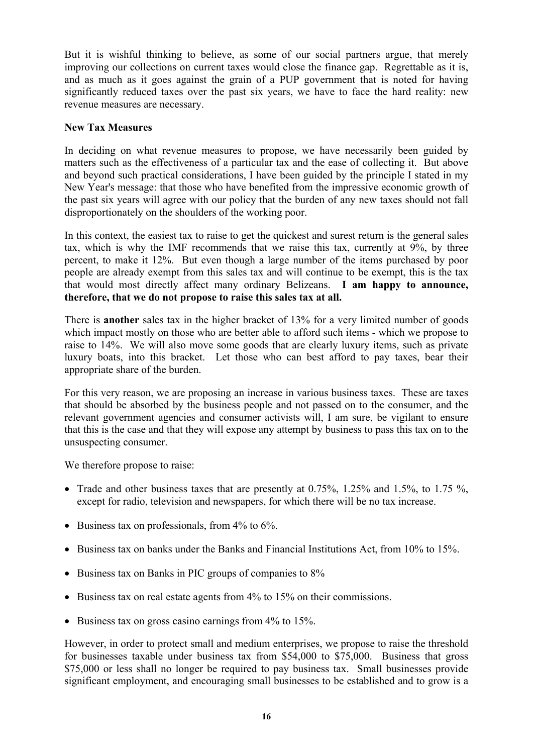But it is wishful thinking to believe, as some of our social partners argue, that merely improving our collections on current taxes would close the finance gap. Regrettable as it is, and as much as it goes against the grain of a PUP government that is noted for having significantly reduced taxes over the past six years, we have to face the hard reality: new revenue measures are necessary.

**New Tax Measures**

In deciding on what revenue measures to propose, we have necessarily been guided by matters such as the effectiveness of a particular tax and the ease of collecting it. But above and beyond such practical considerations, I have been guided by the principle I stated in my New Year's message: that those who have benefited from the impressive economic growth of the past six years will agree with our policy that the burden of any new taxes should not fall disproportionately on the shoulders of the working poor.

In this context, the easiest tax to raise to get the quickest and surest return is the general sales tax, which is why the IMF recommends that we raise this tax, currently at 9%, by three percent, to make it 12%. But even though a large number of the items purchased by poor people are already exempt from this sales tax and will continue to be exempt, this is the tax that would most directly affect many ordinary Belizeans. **I am happy to announce, therefore, that we do not propose to raise this sales tax at all.**

There is **another** sales tax in the higher bracket of 13% for a very limited number of goods which impact mostly on those who are better able to afford such items - which we propose to raise to 14%. We will also move some goods that are clearly luxury items, such as private luxury boats, into this bracket. Let those who can best afford to pay taxes, bear their appropriate share of the burden.

For this very reason, we are proposing an increase in various business taxes. These are taxes that should be absorbed by the business people and not passed on to the consumer, and the relevant government agencies and consumer activists will, I am sure, be vigilant to ensure that this is the case and that they will expose any attempt by business to pass this tax on to the unsuspecting consumer.

We therefore propose to raise:

- Trade and other business taxes that are presently at 0.75%, 1.25% and 1.5%, to 1.75 %, except for radio, television and newspapers, for which there will be no tax increase.
- Business tax on professionals, from 4% to 6%.
- Business tax on banks under the Banks and Financial Institutions Act, from 10% to 15%.
- Business tax on Banks in PIC groups of companies to 8%
- Business tax on real estate agents from 4% to 15% on their commissions.
- Business tax on gross casino earnings from 4% to 15%.

However, in order to protect small and medium enterprises, we propose to raise the threshold for businesses taxable under business tax from $54,000 to $75,000. Business that gross $75,000 or less shall no longer be required to pay business tax. Small businesses provide significant employment, and encouraging small businesses to be established and to grow is a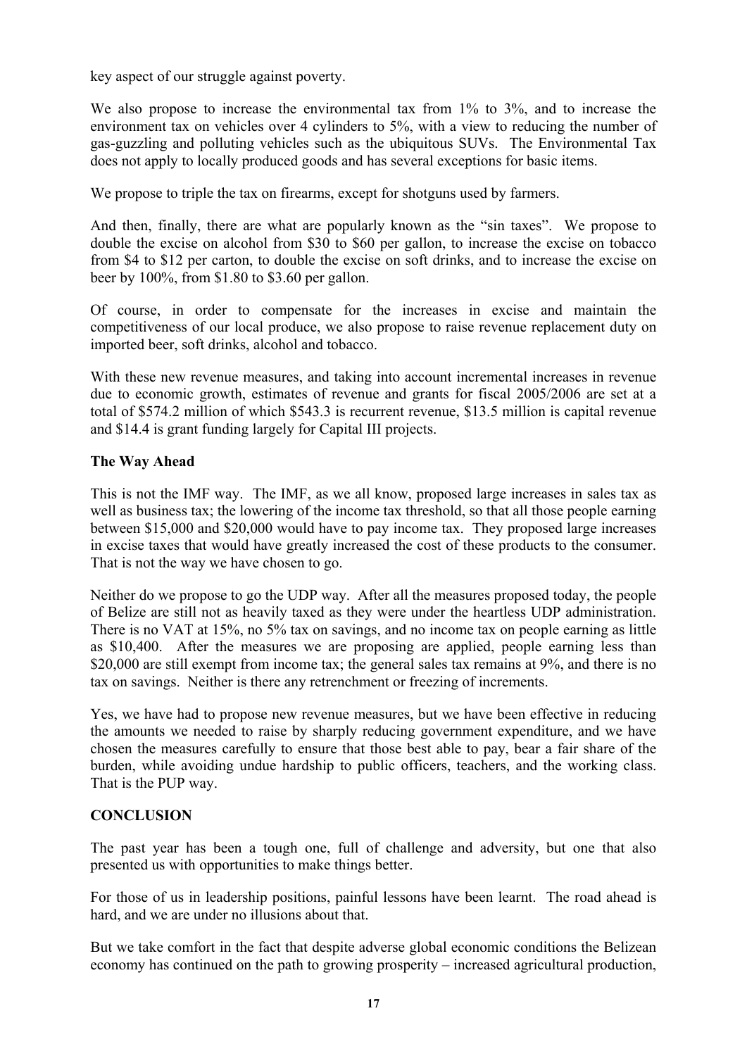key aspect of our struggle against poverty.

We also propose to increase the environmental tax from 1% to 3%, and to increase the environment tax on vehicles over 4 cylinders to 5%, with a view to reducing the number of gas-guzzling and polluting vehicles such as the ubiquitous SUVs. The Environmental Tax does not apply to locally produced goods and has several exceptions for basic items.

We propose to triple the tax on firearms, except for shotguns used by farmers.

And then, finally, there are what are popularly known as the "sin taxes". We propose to double the excise on alcohol from $30 to $60 per gallon, to increase the excise on tobacco from $4 to $12 per carton, to double the excise on soft drinks, and to increase the excise on beer by 100%, from $1.80 to $3.60 per gallon.

Of course, in order to compensate for the increases in excise and maintain the competitiveness of our local produce, we also propose to raise revenue replacement duty on imported beer, soft drinks, alcohol and tobacco.

With these new revenue measures, and taking into account incremental increases in revenue due to economic growth, estimates of revenue and grants for fiscal 2005/2006 are set at a total of $574.2 million of which $543.3 is recurrent revenue, $13.5 million is capital revenue and $14.4 is grant funding largely for Capital III projects.

**The Way Ahead**

This is not the IMF way. The IMF, as we all know, proposed large increases in sales tax as well as business tax; the lowering of the income tax threshold, so that all those people earning between $15,000 and $20,000 would have to pay income tax. They proposed large increases in excise taxes that would have greatly increased the cost of these products to the consumer. That is not the way we have chosen to go.

Neither do we propose to go the UDP way. After all the measures proposed today, the people of Belize are still not as heavily taxed as they were under the heartless UDP administration. There is no VAT at 15%, no 5% tax on savings, and no income tax on people earning as little as $10,400. After the measures we are proposing are applied, people earning less than $20,000 are still exempt from income tax; the general sales tax remains at 9%, and there is no tax on savings. Neither is there any retrenchment or freezing of increments.

Yes, we have had to propose new revenue measures, but we have been effective in reducing the amounts we needed to raise by sharply reducing government expenditure, and we have chosen the measures carefully to ensure that those best able to pay, bear a fair share of the burden, while avoiding undue hardship to public officers, teachers, and the working class. That is the PUP way.

**CONCLUSION**

The past year has been a tough one, full of challenge and adversity, but one that also presented us with opportunities to make things better.

For those of us in leadership positions, painful lessons have been learnt. The road ahead is hard, and we are under no illusions about that.

But we take comfort in the fact that despite adverse global economic conditions the Belizean economy has continued on the path to growing prosperity – increased agricultural production,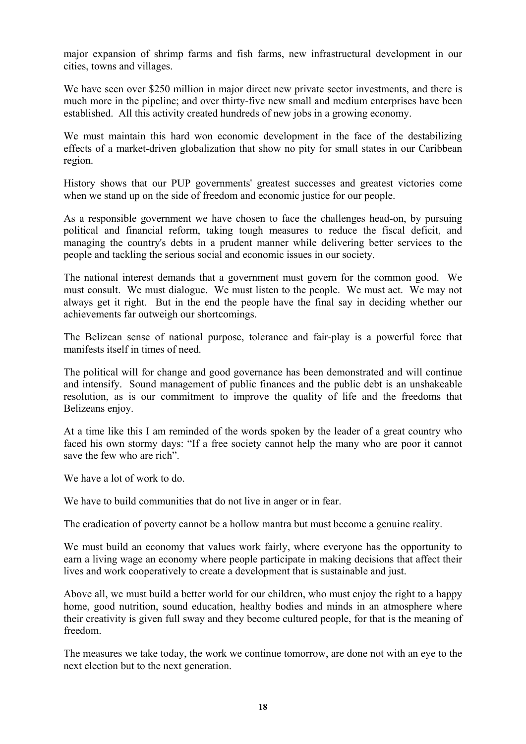major expansion of shrimp farms and fish farms, new infrastructural development in our cities, towns and villages.

We have seen over $250 million in major direct new private sector investments, and there is much more in the pipeline; and over thirty-five new small and medium enterprises have been established. All this activity created hundreds of new jobs in a growing economy.

We must maintain this hard won economic development in the face of the destabilizing effects of a market-driven globalization that show no pity for small states in our Caribbean region.

History shows that our PUP governments' greatest successes and greatest victories come when we stand up on the side of freedom and economic justice for our people.

As a responsible government we have chosen to face the challenges head-on, by pursuing political and financial reform, taking tough measures to reduce the fiscal deficit, and managing the country's debts in a prudent manner while delivering better services to the people and tackling the serious social and economic issues in our society.

The national interest demands that a government must govern for the common good. We must consult. We must dialogue. We must listen to the people. We must act. We may not always get it right. But in the end the people have the final say in deciding whether our achievements far outweigh our shortcomings.

The Belizean sense of national purpose, tolerance and fair-play is a powerful force that manifests itself in times of need.

The political will for change and good governance has been demonstrated and will continue and intensify. Sound management of public finances and the public debt is an unshakeable resolution, as is our commitment to improve the quality of life and the freedoms that Belizeans enjoy.

At a time like this I am reminded of the words spoken by the leader of a great country who faced his own stormy days: "If a free society cannot help the many who are poor it cannot save the few who are rich".

We have a lot of work to do.

We have to build communities that do not live in anger or in fear.

The eradication of poverty cannot be a hollow mantra but must become a genuine reality.

We must build an economy that values work fairly, where everyone has the opportunity to earn a living wage an economy where people participate in making decisions that affect their lives and work cooperatively to create a development that is sustainable and just.

Above all, we must build a better world for our children, who must enjoy the right to a happy home, good nutrition, sound education, healthy bodies and minds in an atmosphere where their creativity is given full sway and they become cultured people, for that is the meaning of freedom.

The measures we take today, the work we continue tomorrow, are done not with an eye to the next election but to the next generation.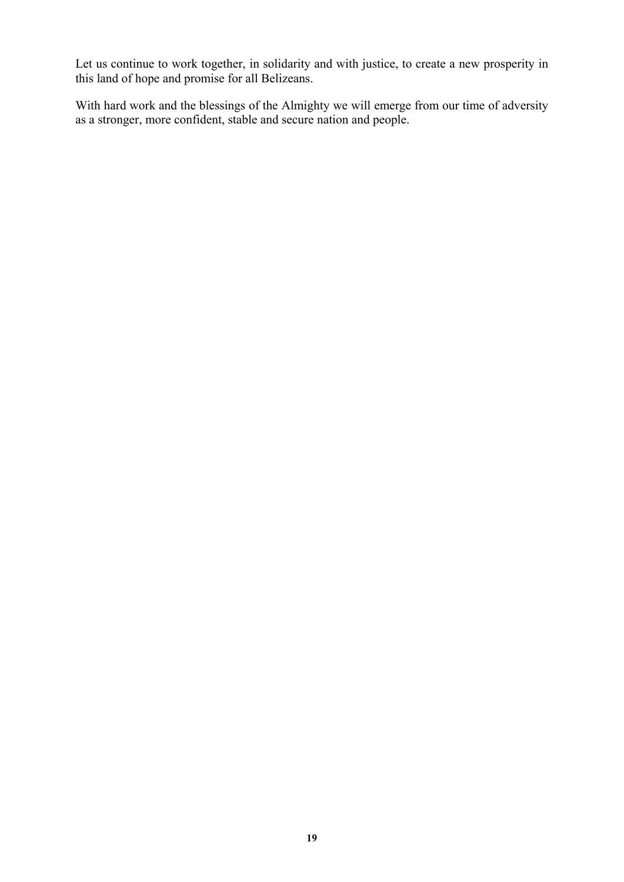Let us continue to work together, in solidarity and with justice, to create a new prosperity in this land of hope and promise for all Belizeans.

With hard work and the blessings of the Almighty we will emerge from our time of adversity as a stronger, more confident, stable and secure nation and people.